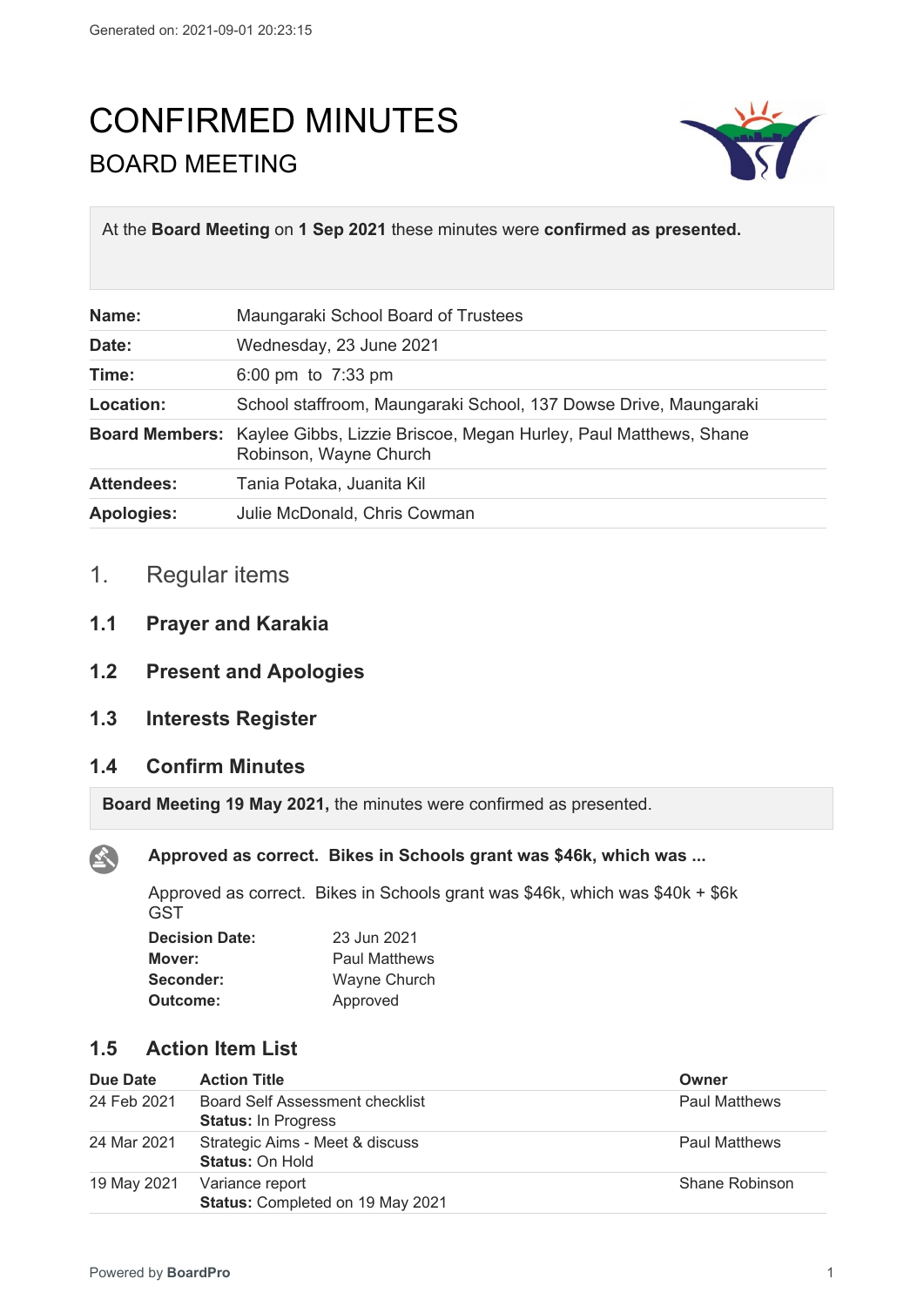Generated on: 2021-09-01 20:23:15

# CONFIRMED MINUTES

## BOARD MEETING

At the **Board Meeting** on **1 Sep 2021** these minutes were **confirmed as presented.**

| | |
|---|---|
| **Name:** | Maungaraki School Board of Trustees |
| **Date:** | Wednesday, 23 June 2021 |
| **Time:** | 6:00 pm to 7:33 pm |
| **Location:** | School staffroom, Maungaraki School, 137 Dowse Drive, Maungaraki |
| **Board Members:** | Kaylee Gibbs, Lizzie Briscoe, Megan Hurley, Paul Matthews, Shane Robinson, Wayne Church |
| **Attendees:** | Tania Potaka, Juanita Kil |
| **Apologies:** | Julie McDonald, Chris Cowman |

## 1. Regular items

### 1.1 Prayer and Karakia

### 1.2 Present and Apologies

### 1.3 Interests Register

### 1.4 Confirm Minutes

**Board Meeting 19 May 2021,** the minutes were confirmed as presented.

**Approved as correct. Bikes in Schools grant was $46k, which was ...**

Approved as correct. Bikes in Schools grant was $46k, which was $40k + $6k GST

| | |
|---|---|
| **Decision Date:** | 23 Jun 2021 |
| **Mover:** | Paul Matthews |
| **Seconder:** | Wayne Church |
| **Outcome:** | Approved |

### 1.5 Action Item List

| Due Date | Action Title | Owner |
|---|---|---|
| 24 Feb 2021 | Board Self Assessment checklist<br>**Status:** In Progress | Paul Matthews |
| 24 Mar 2021 | Strategic Aims - Meet & discuss<br>**Status:** On Hold | Paul Matthews |
| 19 May 2021 | Variance report<br>**Status:** Completed on 19 May 2021 | Shane Robinson |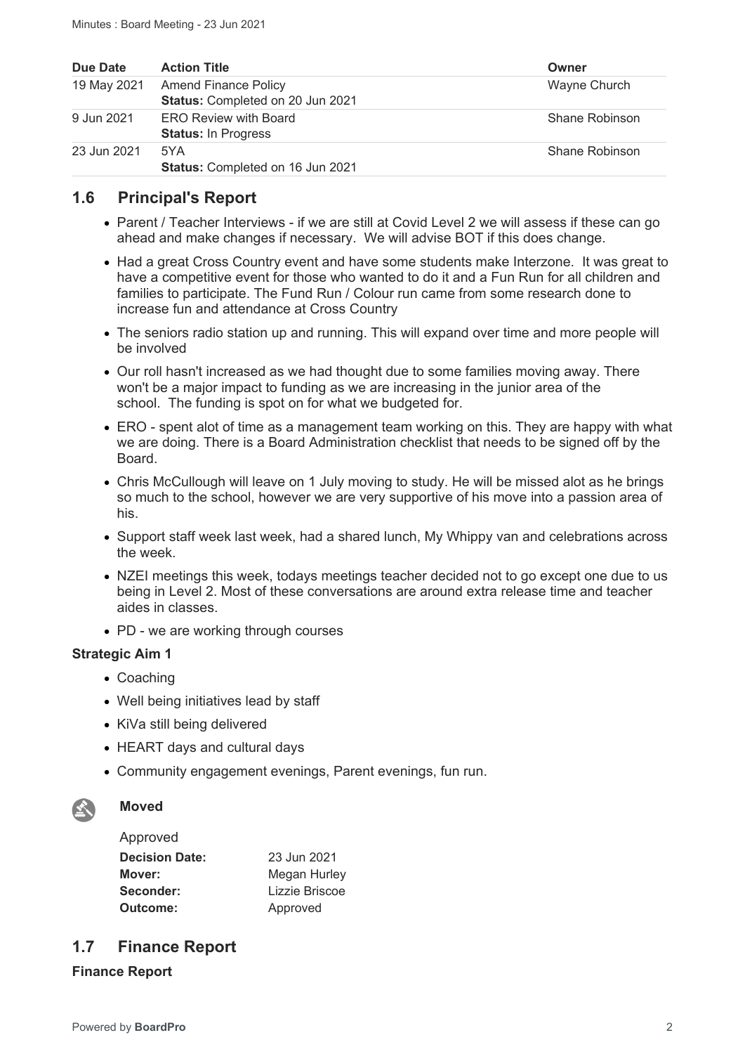| Due Date | Action Title | Owner |
|---|---|---|
| 19 May 2021 | Amend Finance Policy<br>**Status:** Completed on 20 Jun 2021 | Wayne Church |
| 9 Jun 2021 | ERO Review with Board<br>**Status:** In Progress | Shane Robinson |
| 23 Jun 2021 | 5YA<br>**Status:** Completed on 16 Jun 2021 | Shane Robinson |

## 1.6 Principal's Report

- Parent / Teacher Interviews - if we are still at Covid Level 2 we will assess if these can go ahead and make changes if necessary. We will advise BOT if this does change.
- Had a great Cross Country event and have some students make Interzone. It was great to have a competitive event for those who wanted to do it and a Fun Run for all children and families to participate. The Fund Run / Colour run came from some research done to increase fun and attendance at Cross Country
- The seniors radio station up and running. This will expand over time and more people will be involved
- Our roll hasn't increased as we had thought due to some families moving away. There won't be a major impact to funding as we are increasing in the junior area of the school. The funding is spot on for what we budgeted for.
- ERO - spent alot of time as a management team working on this. They are happy with what we are doing. There is a Board Administration checklist that needs to be signed off by the Board.
- Chris McCullough will leave on 1 July moving to study. He will be missed alot as he brings so much to the school, however we are very supportive of his move into a passion area of his.
- Support staff week last week, had a shared lunch, My Whippy van and celebrations across the week.
- NZEI meetings this week, todays meetings teacher decided not to go except one due to us being in Level 2. Most of these conversations are around extra release time and teacher aides in classes.
- PD - we are working through courses

**Strategic Aim 1**

- Coaching
- Well being initiatives lead by staff
- KiVa still being delivered
- HEART days and cultural days
- Community engagement evenings, Parent evenings, fun run.

**Moved**

Approved

| | |
|---|---|
| **Decision Date:** | 23 Jun 2021 |
| **Mover:** | Megan Hurley |
| **Seconder:** | Lizzie Briscoe |
| **Outcome:** | Approved |

## 1.7 Finance Report

**Finance Report**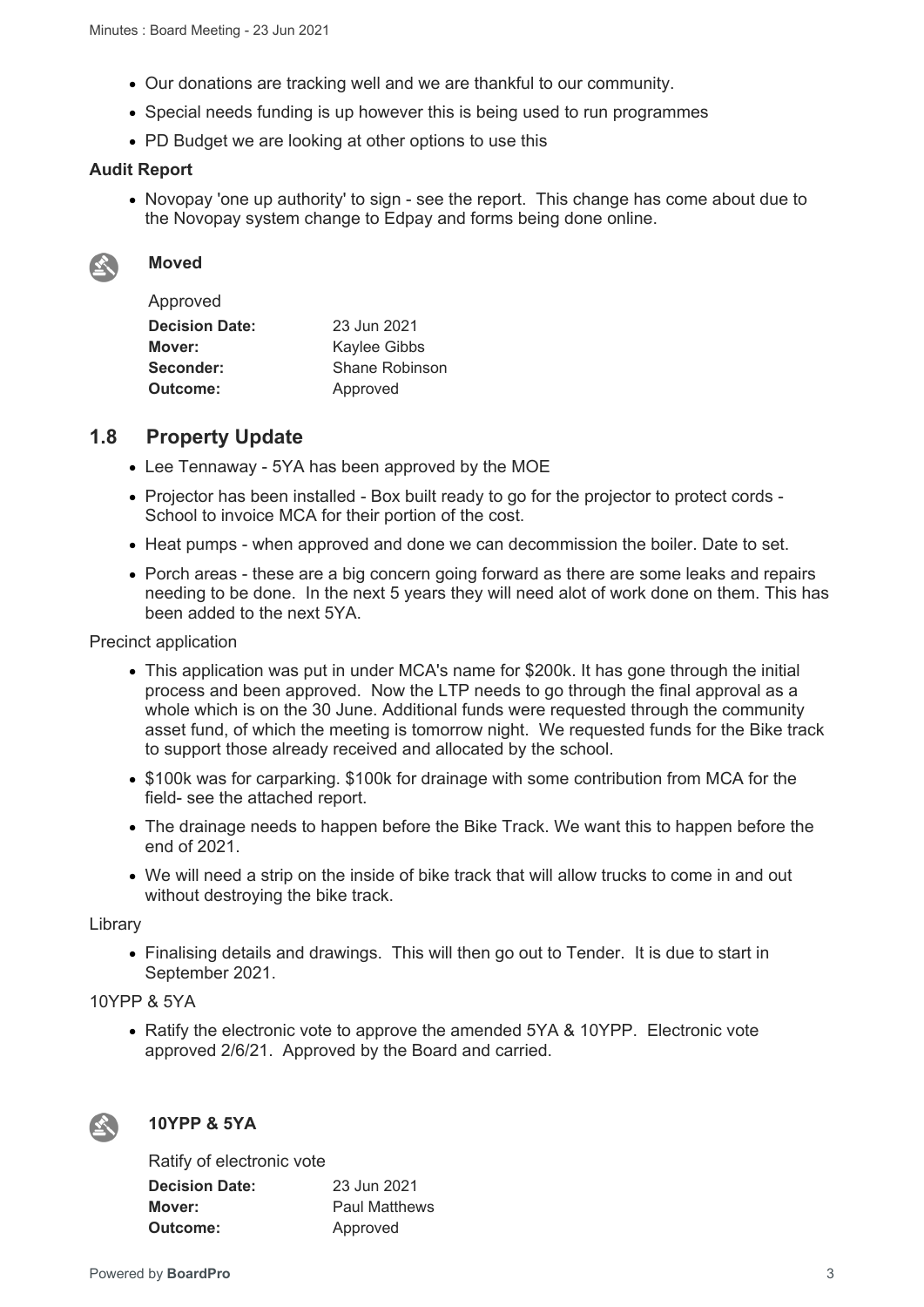- Our donations are tracking well and we are thankful to our community.
- Special needs funding is up however this is being used to run programmes
- PD Budget we are looking at other options to use this

**Audit Report**

- Novopay 'one up authority' to sign - see the report. This change has come about due to the Novopay system change to Edpay and forms being done online.

**Moved**

Approved

| | |
|---|---|
| **Decision Date:** | 23 Jun 2021 |
| **Mover:** | Kaylee Gibbs |
| **Seconder:** | Shane Robinson |
| **Outcome:** | Approved |

## 1.8 Property Update

- Lee Tennaway - 5YA has been approved by the MOE
- Projector has been installed - Box built ready to go for the projector to protect cords - School to invoice MCA for their portion of the cost.
- Heat pumps - when approved and done we can decommission the boiler. Date to set.
- Porch areas - these are a big concern going forward as there are some leaks and repairs needing to be done. In the next 5 years they will need alot of work done on them. This has been added to the next 5YA.

Precinct application

- This application was put in under MCA's name for $200k. It has gone through the initial process and been approved. Now the LTP needs to go through the final approval as a whole which is on the 30 June. Additional funds were requested through the community asset fund, of which the meeting is tomorrow night. We requested funds for the Bike track to support those already received and allocated by the school.
- $100k was for carparking. $100k for drainage with some contribution from MCA for the field- see the attached report.
- The drainage needs to happen before the Bike Track. We want this to happen before the end of 2021.
- We will need a strip on the inside of bike track that will allow trucks to come in and out without destroying the bike track.

Library

- Finalising details and drawings. This will then go out to Tender. It is due to start in September 2021.

10YPP & 5YA

- Ratify the electronic vote to approve the amended 5YA & 10YPP. Electronic vote approved 2/6/21. Approved by the Board and carried.

**10YPP & 5YA**

Ratify of electronic vote

| | |
|---|---|
| **Decision Date:** | 23 Jun 2021 |
| **Mover:** | Paul Matthews |
| **Outcome:** | Approved |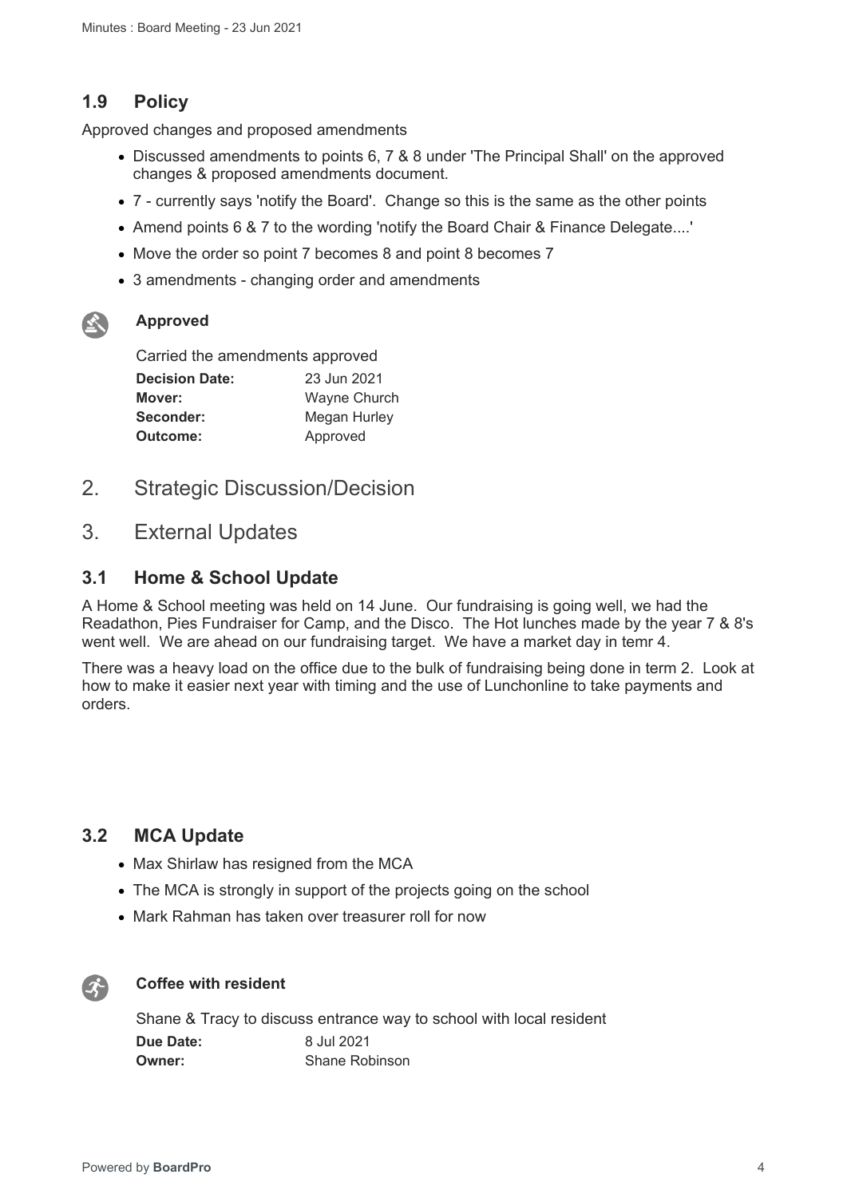### 1.9 Policy

Approved changes and proposed amendments

- Discussed amendments to points 6, 7 & 8 under 'The Principal Shall' on the approved changes & proposed amendments document.
- 7 - currently says 'notify the Board'. Change so this is the same as the other points
- Amend points 6 & 7 to the wording 'notify the Board Chair & Finance Delegate....'
- Move the order so point 7 becomes 8 and point 8 becomes 7
- 3 amendments - changing order and amendments

**Approved**

Carried the amendments approved

| | |
|---|---|
| **Decision Date:** | 23 Jun 2021 |
| **Mover:** | Wayne Church |
| **Seconder:** | Megan Hurley |
| **Outcome:** | Approved |

## 2. Strategic Discussion/Decision

## 3. External Updates

### 3.1 Home & School Update

A Home & School meeting was held on 14 June. Our fundraising is going well, we had the Readathon, Pies Fundraiser for Camp, and the Disco. The Hot lunches made by the year 7 & 8's went well. We are ahead on our fundraising target. We have a market day in temr 4.

There was a heavy load on the office due to the bulk of fundraising being done in term 2. Look at how to make it easier next year with timing and the use of Lunchonline to take payments and orders.

### 3.2 MCA Update

- Max Shirlaw has resigned from the MCA
- The MCA is strongly in support of the projects going on the school
- Mark Rahman has taken over treasurer roll for now

**Coffee with resident**

Shane & Tracy to discuss entrance way to school with local resident

| | |
|---|---|
| **Due Date:** | 8 Jul 2021 |
| **Owner:** | Shane Robinson |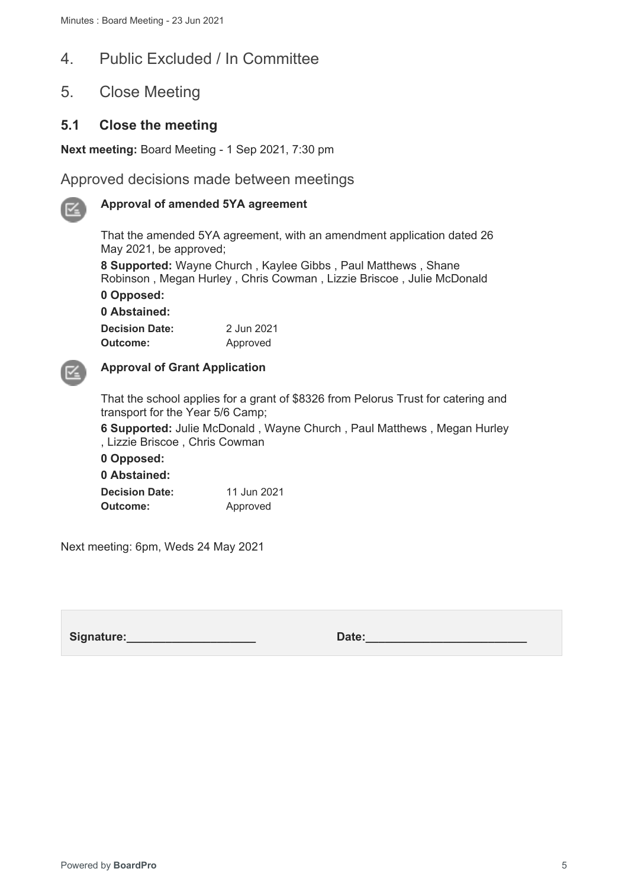# 4. Public Excluded / In Committee

# 5. Close Meeting

## 5.1 Close the meeting

**Next meeting:** Board Meeting - 1 Sep 2021, 7:30 pm

## Approved decisions made between meetings

**Approval of amended 5YA agreement**

That the amended 5YA agreement, with an amendment application dated 26 May 2021, be approved;

**8 Supported:** Wayne Church , Kaylee Gibbs , Paul Matthews , Shane Robinson , Megan Hurley , Chris Cowman , Lizzie Briscoe , Julie McDonald

**0 Opposed:**

**0 Abstained:**

**Decision Date:** 2 Jun 2021

**Outcome:** Approved

**Approval of Grant Application**

That the school applies for a grant of $8326 from Pelorus Trust for catering and transport for the Year 5/6 Camp;

**6 Supported:** Julie McDonald , Wayne Church , Paul Matthews , Megan Hurley , Lizzie Briscoe , Chris Cowman

**0 Opposed:**

**0 Abstained:**

**Decision Date:** 11 Jun 2021

**Outcome:** Approved

Next meeting: 6pm, Weds 24 May 2021

**Signature:___________________** **Date:________________________**